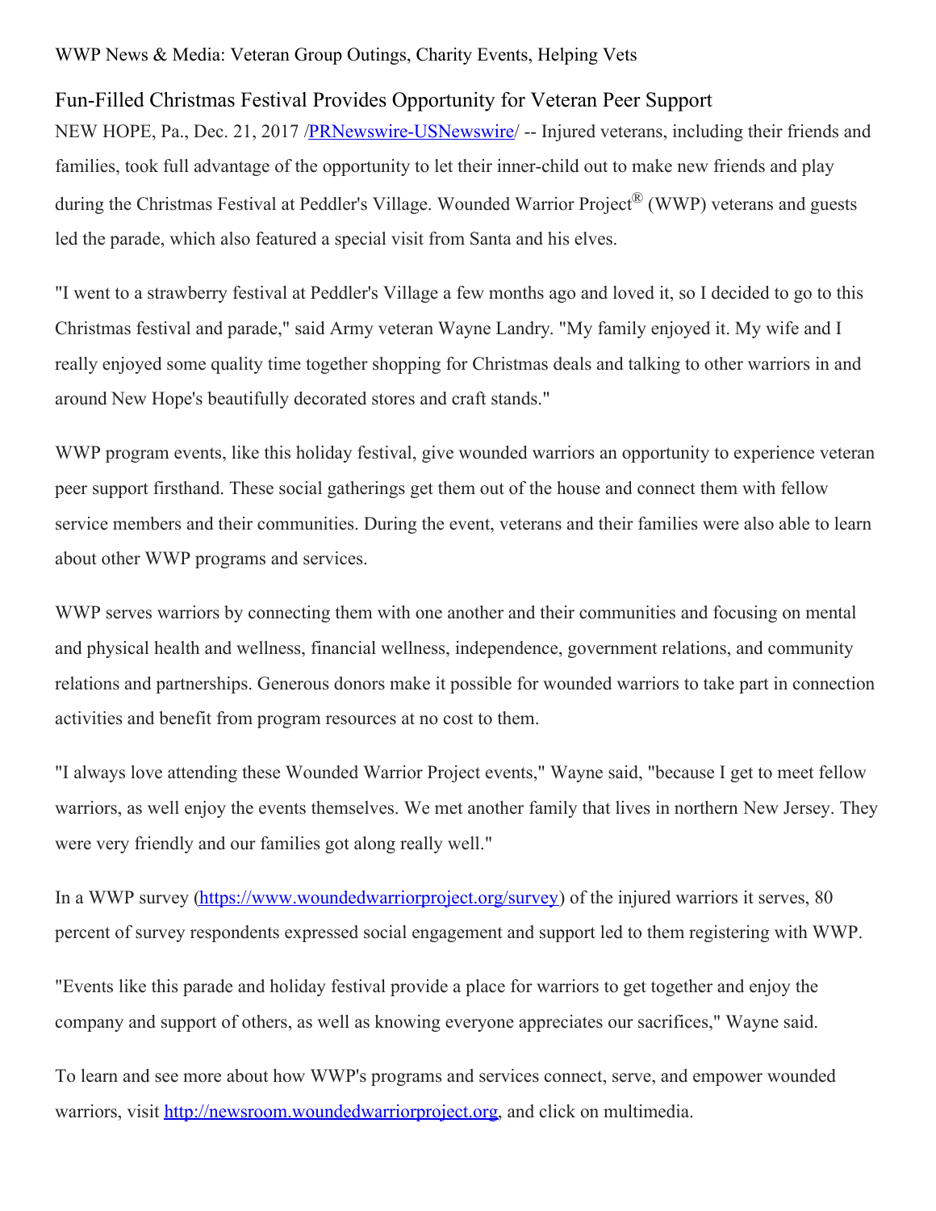WWP News & Media: Veteran Group Outings, Charity Events, Helping Vets

# Fun-Filled Christmas Festival Provides Opportunity for Veteran Peer Support

NEW HOPE, Pa., Dec. 21, 2017 /[PRNewswire-USNewswire](#)/ -- Injured veterans, including their friends and families, took full advantage of the opportunity to let their inner-child out to make new friends and play during the Christmas Festival at Peddler's Village. Wounded Warrior Project® (WWP) veterans and guests led the parade, which also featured a special visit from Santa and his elves.

"I went to a strawberry festival at Peddler's Village a few months ago and loved it, so I decided to go to this Christmas festival and parade," said Army veteran Wayne Landry. "My family enjoyed it. My wife and I really enjoyed some quality time together shopping for Christmas deals and talking to other warriors in and around New Hope's beautifully decorated stores and craft stands."

WWP program events, like this holiday festival, give wounded warriors an opportunity to experience veteran peer support firsthand. These social gatherings get them out of the house and connect them with fellow service members and their communities. During the event, veterans and their families were also able to learn about other WWP programs and services.

WWP serves warriors by connecting them with one another and their communities and focusing on mental and physical health and wellness, financial wellness, independence, government relations, and community relations and partnerships. Generous donors make it possible for wounded warriors to take part in connection activities and benefit from program resources at no cost to them.

"I always love attending these Wounded Warrior Project events," Wayne said, "because I get to meet fellow warriors, as well enjoy the events themselves. We met another family that lives in northern New Jersey. They were very friendly and our families got along really well."

In a WWP survey (https://www.woundedwarriorproject.org/survey) of the injured warriors it serves, 80 percent of survey respondents expressed social engagement and support led to them registering with WWP.

"Events like this parade and holiday festival provide a place for warriors to get together and enjoy the company and support of others, as well as knowing everyone appreciates our sacrifices," Wayne said.

To learn and see more about how WWP's programs and services connect, serve, and empower wounded warriors, visit http://newsroom.woundedwarriorproject.org, and click on multimedia.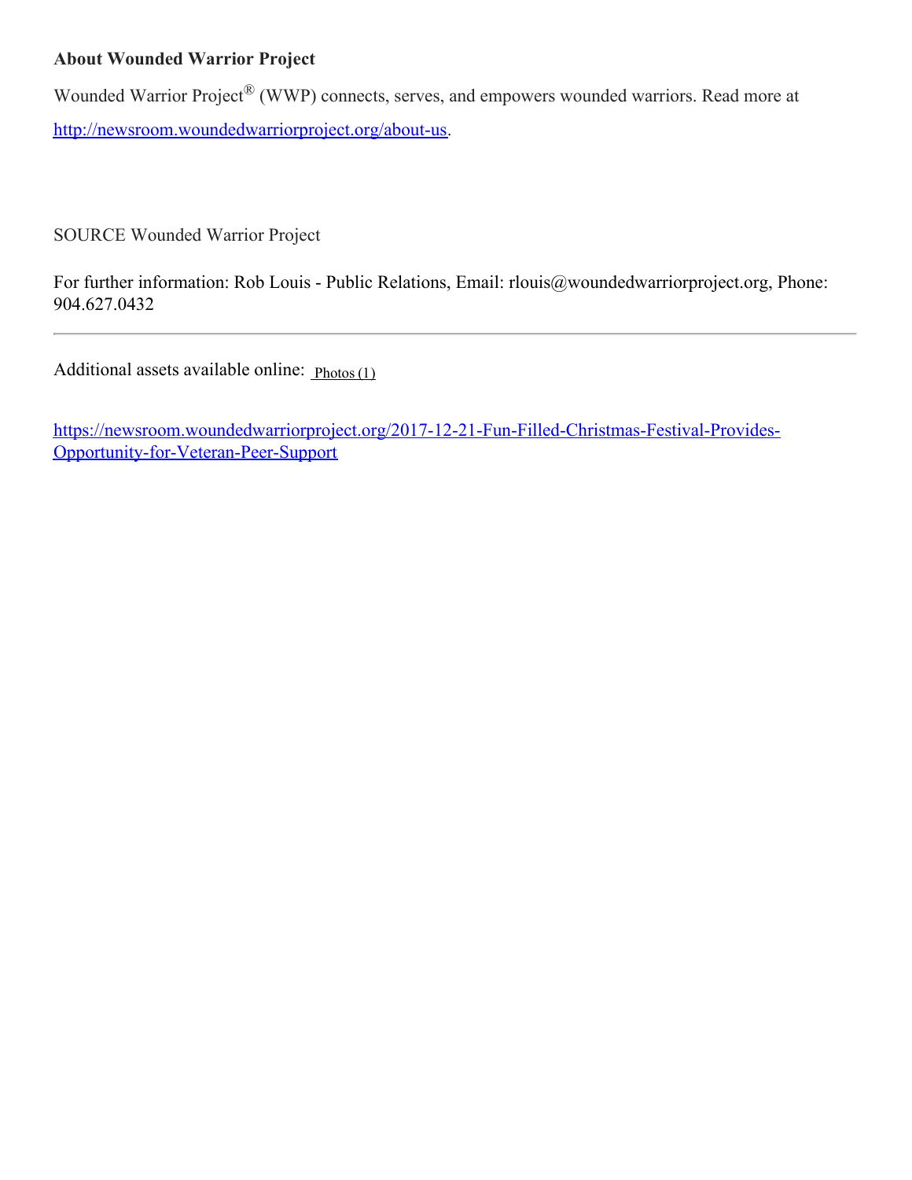**About Wounded Warrior Project**

Wounded Warrior Project® (WWP) connects, serves, and empowers wounded warriors. Read more at [http://newsroom.woundedwarriorproject.org/about-us](http://newsroom.woundedwarriorproject.org/about-us).

SOURCE Wounded Warrior Project

For further information: Rob Louis - Public Relations, Email: rlouis@woundedwarriorproject.org, Phone: 904.627.0432

---

Additional assets available online: Photos (1)

[https://newsroom.woundedwarriorproject.org/2017-12-21-Fun-Filled-Christmas-Festival-Provides-Opportunity-for-Veteran-Peer-Support](https://newsroom.woundedwarriorproject.org/2017-12-21-Fun-Filled-Christmas-Festival-Provides-Opportunity-for-Veteran-Peer-Support)